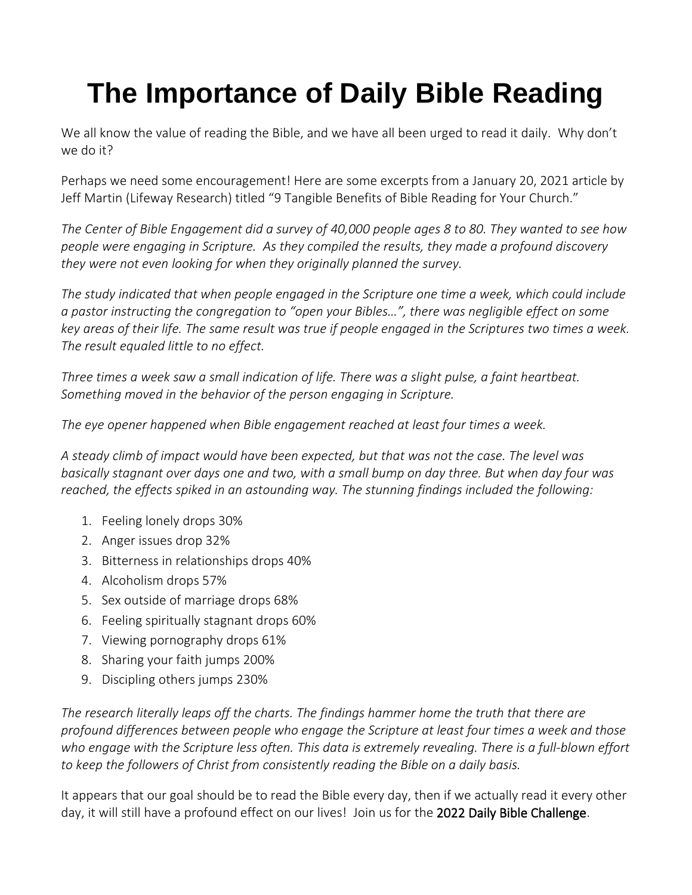# The Importance of Daily Bible Reading

We all know the value of reading the Bible, and we have all been urged to read it daily. Why don't we do it?

Perhaps we need some encouragement! Here are some excerpts from a January 20, 2021 article by Jeff Martin (Lifeway Research) titled "9 Tangible Benefits of Bible Reading for Your Church."

*The Center of Bible Engagement did a survey of 40,000 people ages 8 to 80. They wanted to see how people were engaging in Scripture. As they compiled the results, they made a profound discovery they were not even looking for when they originally planned the survey.*

*The study indicated that when people engaged in the Scripture one time a week, which could include a pastor instructing the congregation to "open your Bibles…", there was negligible effect on some key areas of their life. The same result was true if people engaged in the Scriptures two times a week. The result equaled little to no effect.*

*Three times a week saw a small indication of life. There was a slight pulse, a faint heartbeat. Something moved in the behavior of the person engaging in Scripture.*

*The eye opener happened when Bible engagement reached at least four times a week.*

*A steady climb of impact would have been expected, but that was not the case. The level was basically stagnant over days one and two, with a small bump on day three. But when day four was reached, the effects spiked in an astounding way. The stunning findings included the following:*

1. Feeling lonely drops 30%
2. Anger issues drop 32%
3. Bitterness in relationships drops 40%
4. Alcoholism drops 57%
5. Sex outside of marriage drops 68%
6. Feeling spiritually stagnant drops 60%
7. Viewing pornography drops 61%
8. Sharing your faith jumps 200%
9. Discipling others jumps 230%

*The research literally leaps off the charts. The findings hammer home the truth that there are profound differences between people who engage the Scripture at least four times a week and those who engage with the Scripture less often. This data is extremely revealing. There is a full-blown effort to keep the followers of Christ from consistently reading the Bible on a daily basis.*

It appears that our goal should be to read the Bible every day, then if we actually read it every other day, it will still have a profound effect on our lives! Join us for the 2022 Daily Bible Challenge.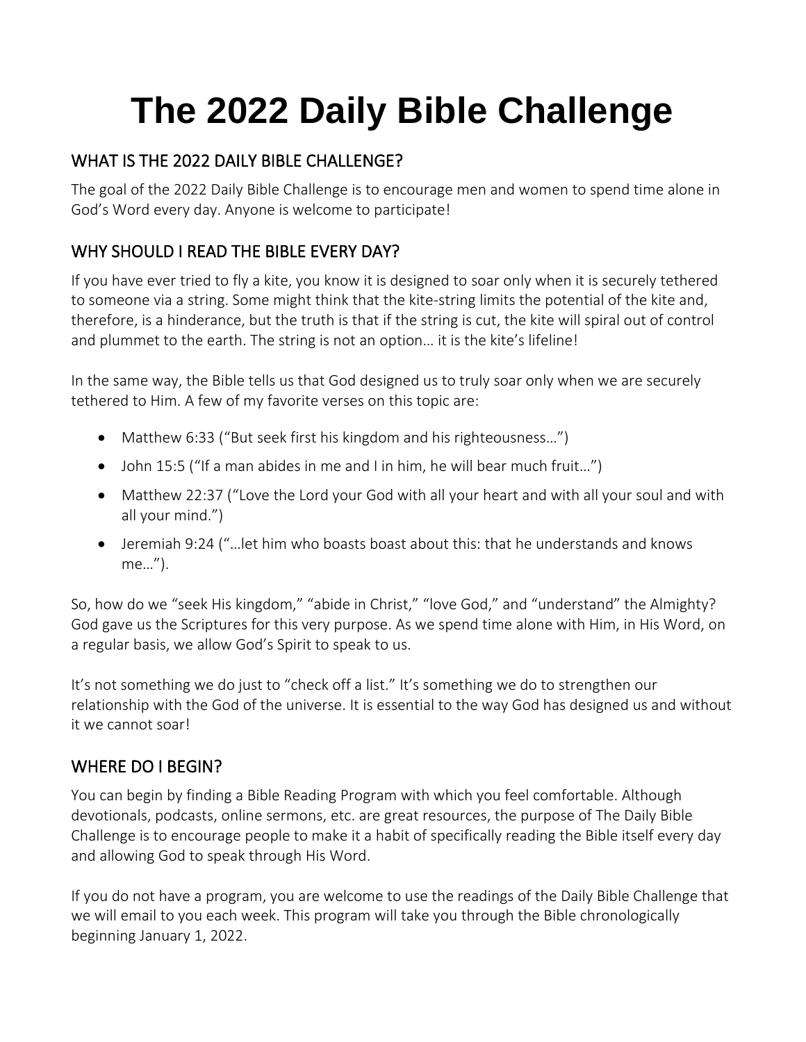# The 2022 Daily Bible Challenge

## WHAT IS THE 2022 DAILY BIBLE CHALLENGE?

The goal of the 2022 Daily Bible Challenge is to encourage men and women to spend time alone in God's Word every day. Anyone is welcome to participate!

## WHY SHOULD I READ THE BIBLE EVERY DAY?

If you have ever tried to fly a kite, you know it is designed to soar only when it is securely tethered to someone via a string. Some might think that the kite-string limits the potential of the kite and, therefore, is a hinderance, but the truth is that if the string is cut, the kite will spiral out of control and plummet to the earth. The string is not an option… it is the kite's lifeline!

In the same way, the Bible tells us that God designed us to truly soar only when we are securely tethered to Him. A few of my favorite verses on this topic are:

- Matthew 6:33 ("But seek first his kingdom and his righteousness…")
- John 15:5 ("If a man abides in me and I in him, he will bear much fruit…")
- Matthew 22:37 ("Love the Lord your God with all your heart and with all your soul and with all your mind.")
- Jeremiah 9:24 ("…let him who boasts boast about this: that he understands and knows me…").

So, how do we "seek His kingdom," "abide in Christ," "love God," and "understand" the Almighty? God gave us the Scriptures for this very purpose. As we spend time alone with Him, in His Word, on a regular basis, we allow God's Spirit to speak to us.

It's not something we do just to "check off a list." It's something we do to strengthen our relationship with the God of the universe. It is essential to the way God has designed us and without it we cannot soar!

## WHERE DO I BEGIN?

You can begin by finding a Bible Reading Program with which you feel comfortable. Although devotionals, podcasts, online sermons, etc. are great resources, the purpose of The Daily Bible Challenge is to encourage people to make it a habit of specifically reading the Bible itself every day and allowing God to speak through His Word.

If you do not have a program, you are welcome to use the readings of the Daily Bible Challenge that we will email to you each week. This program will take you through the Bible chronologically beginning January 1, 2022.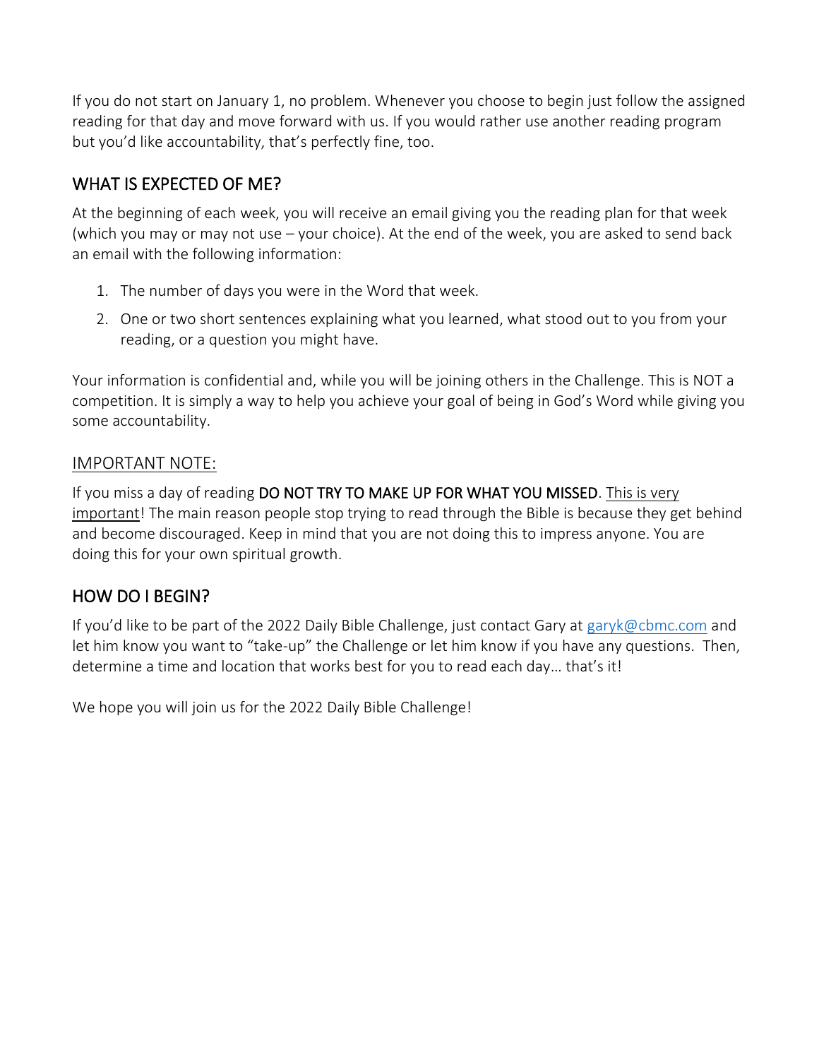If you do not start on January 1, no problem. Whenever you choose to begin just follow the assigned reading for that day and move forward with us. If you would rather use another reading program but you'd like accountability, that's perfectly fine, too.

## WHAT IS EXPECTED OF ME?

At the beginning of each week, you will receive an email giving you the reading plan for that week (which you may or may not use – your choice). At the end of the week, you are asked to send back an email with the following information:

1. The number of days you were in the Word that week.
2. One or two short sentences explaining what you learned, what stood out to you from your reading, or a question you might have.

Your information is confidential and, while you will be joining others in the Challenge. This is NOT a competition. It is simply a way to help you achieve your goal of being in God's Word while giving you some accountability.

### IMPORTANT NOTE:

If you miss a day of reading **DO NOT TRY TO MAKE UP FOR WHAT YOU MISSED**. This is very important! The main reason people stop trying to read through the Bible is because they get behind and become discouraged. Keep in mind that you are not doing this to impress anyone. You are doing this for your own spiritual growth.

## HOW DO I BEGIN?

If you'd like to be part of the 2022 Daily Bible Challenge, just contact Gary at garyk@cbmc.com and let him know you want to "take-up" the Challenge or let him know if you have any questions. Then, determine a time and location that works best for you to read each day… that's it!

We hope you will join us for the 2022 Daily Bible Challenge!